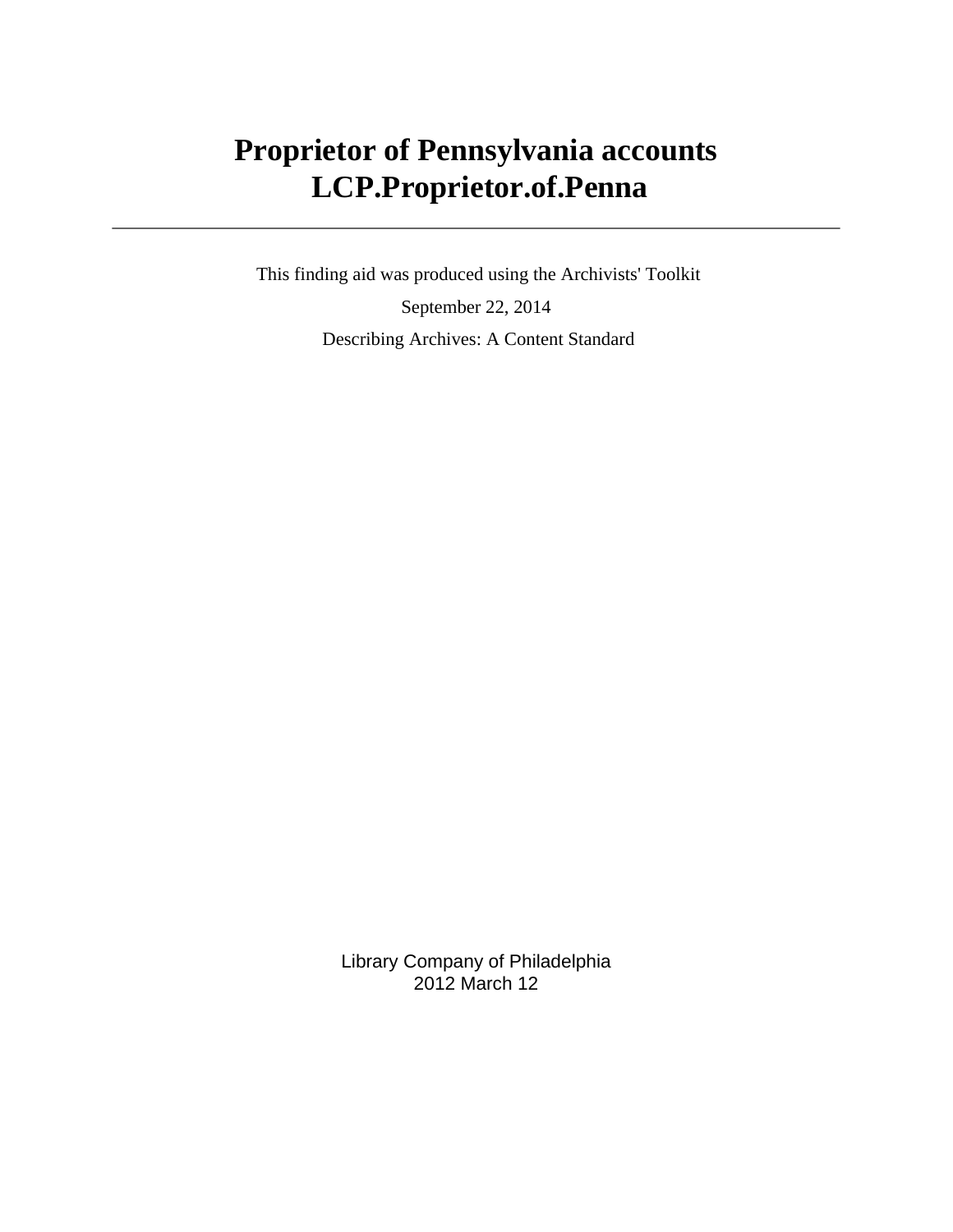# Proprietor of Pennsylvania accounts
# LCP.Proprietor.of.Penna

---

This finding aid was produced using the Archivists' Toolkit

September 22, 2014

Describing Archives: A Content Standard

Library Company of Philadelphia
2012 March 12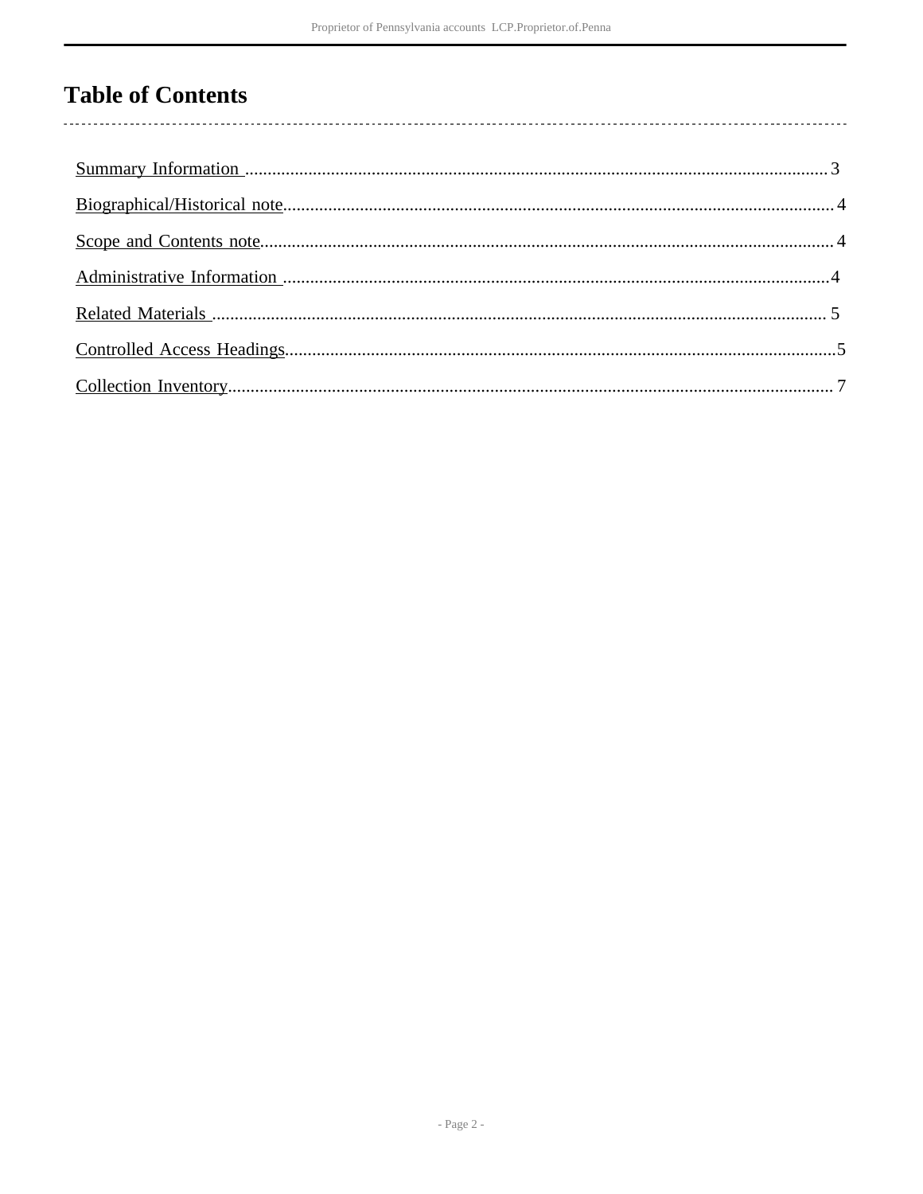# Table of Contents

- Summary Information ........ 3
- Biographical/Historical note ........ 4
- Scope and Contents note ........ 4
- Administrative Information ........ 4
- Related Materials ........ 5
- Controlled Access Headings ........ 5
- Collection Inventory ........ 7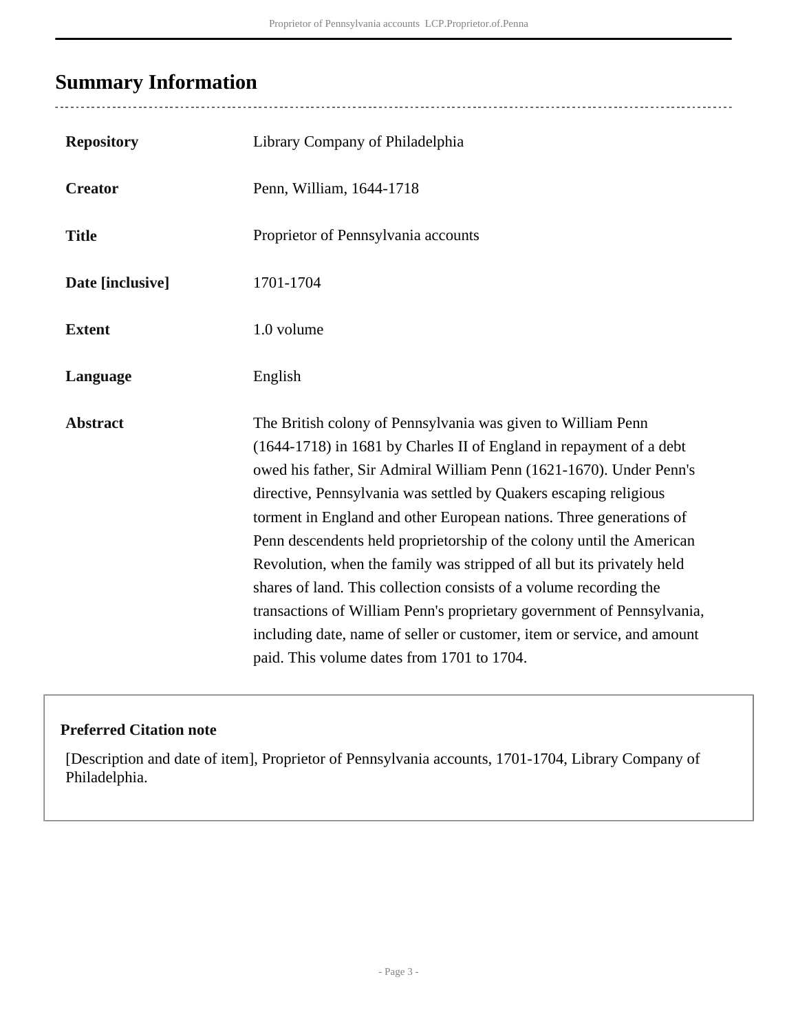## Summary Information

| | |
|---|---|
| **Repository** | Library Company of Philadelphia |
| **Creator** | Penn, William, 1644-1718 |
| **Title** | Proprietor of Pennsylvania accounts |
| **Date [inclusive]** | 1701-1704 |
| **Extent** | 1.0 volume |
| **Language** | English |
| **Abstract** | The British colony of Pennsylvania was given to William Penn (1644-1718) in 1681 by Charles II of England in repayment of a debt owed his father, Sir Admiral William Penn (1621-1670). Under Penn's directive, Pennsylvania was settled by Quakers escaping religious torment in England and other European nations. Three generations of Penn descendents held proprietorship of the colony until the American Revolution, when the family was stripped of all but its privately held shares of land. This collection consists of a volume recording the transactions of William Penn's proprietary government of Pennsylvania, including date, name of seller or customer, item or service, and amount paid. This volume dates from 1701 to 1704. |

**Preferred Citation note**

[Description and date of item], Proprietor of Pennsylvania accounts, 1701-1704, Library Company of Philadelphia.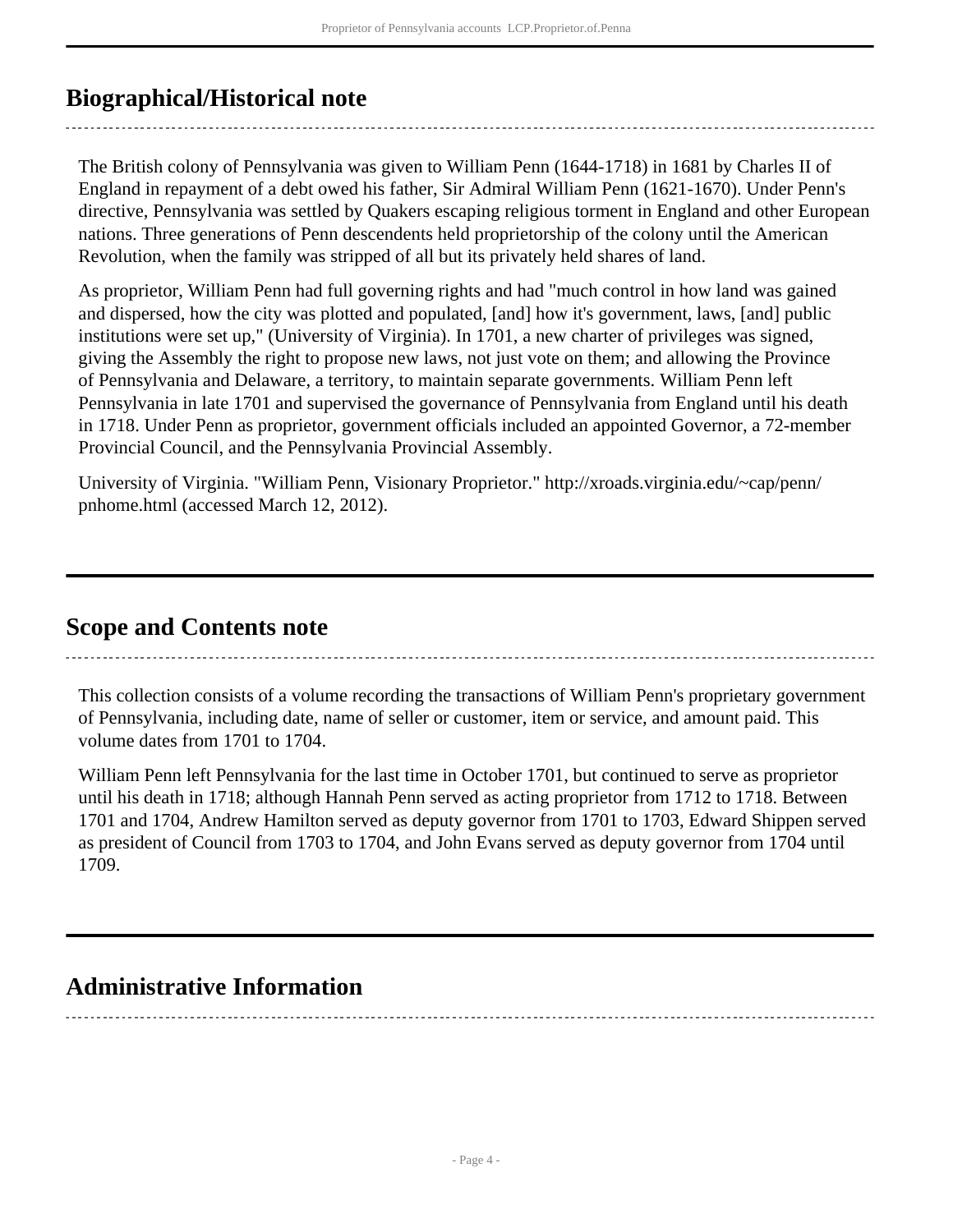## Biographical/Historical note

The British colony of Pennsylvania was given to William Penn (1644-1718) in 1681 by Charles II of England in repayment of a debt owed his father, Sir Admiral William Penn (1621-1670). Under Penn's directive, Pennsylvania was settled by Quakers escaping religious torment in England and other European nations. Three generations of Penn descendents held proprietorship of the colony until the American Revolution, when the family was stripped of all but its privately held shares of land.

As proprietor, William Penn had full governing rights and had "much control in how land was gained and dispersed, how the city was plotted and populated, [and] how it's government, laws, [and] public institutions were set up," (University of Virginia). In 1701, a new charter of privileges was signed, giving the Assembly the right to propose new laws, not just vote on them; and allowing the Province of Pennsylvania and Delaware, a territory, to maintain separate governments. William Penn left Pennsylvania in late 1701 and supervised the governance of Pennsylvania from England until his death in 1718. Under Penn as proprietor, government officials included an appointed Governor, a 72-member Provincial Council, and the Pennsylvania Provincial Assembly.

University of Virginia. "William Penn, Visionary Proprietor." http://xroads.virginia.edu/~cap/penn/pnhome.html (accessed March 12, 2012).

## Scope and Contents note

This collection consists of a volume recording the transactions of William Penn's proprietary government of Pennsylvania, including date, name of seller or customer, item or service, and amount paid. This volume dates from 1701 to 1704.

William Penn left Pennsylvania for the last time in October 1701, but continued to serve as proprietor until his death in 1718; although Hannah Penn served as acting proprietor from 1712 to 1718. Between 1701 and 1704, Andrew Hamilton served as deputy governor from 1701 to 1703, Edward Shippen served as president of Council from 1703 to 1704, and John Evans served as deputy governor from 1704 until 1709.

## Administrative Information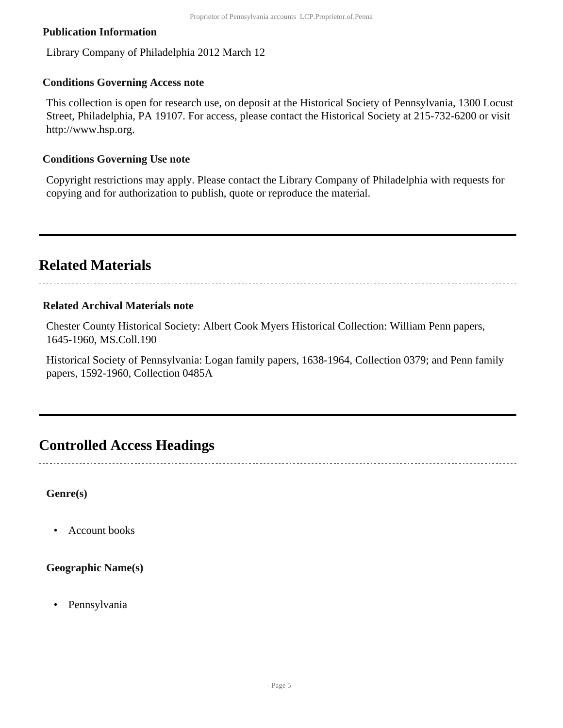#### Publication Information

Library Company of Philadelphia 2012 March 12

#### Conditions Governing Access note

This collection is open for research use, on deposit at the Historical Society of Pennsylvania, 1300 Locust Street, Philadelphia, PA 19107. For access, please contact the Historical Society at 215-732-6200 or visit http://www.hsp.org.

#### Conditions Governing Use note

Copyright restrictions may apply. Please contact the Library Company of Philadelphia with requests for copying and for authorization to publish, quote or reproduce the material.

## Related Materials

#### Related Archival Materials note

Chester County Historical Society: Albert Cook Myers Historical Collection: William Penn papers, 1645-1960, MS.Coll.190

Historical Society of Pennsylvania: Logan family papers, 1638-1964, Collection 0379; and Penn family papers, 1592-1960, Collection 0485A

## Controlled Access Headings

#### Genre(s)

- Account books

#### Geographic Name(s)

- Pennsylvania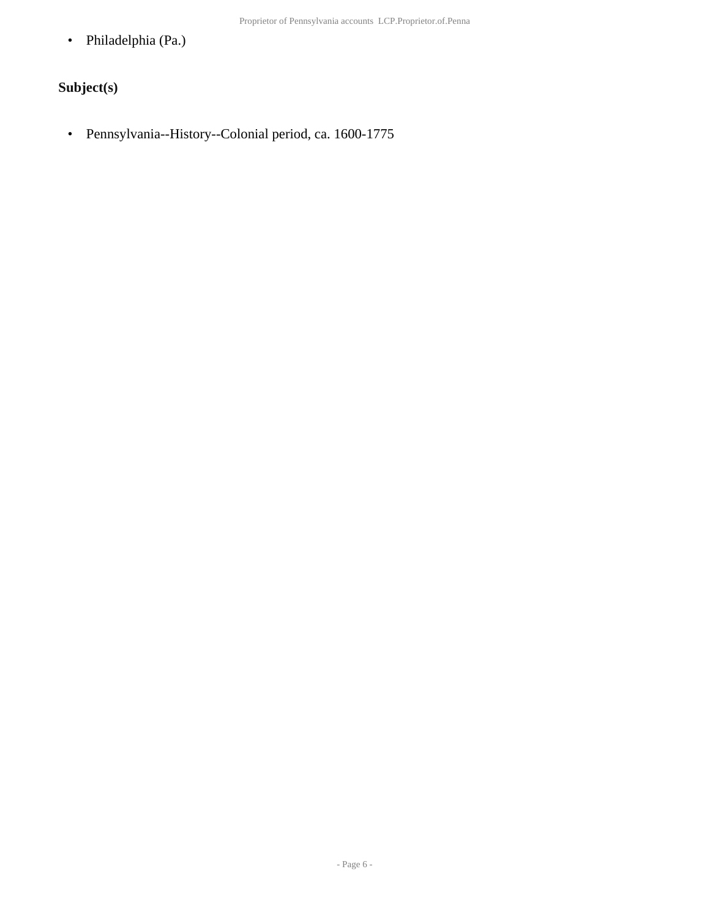- Philadelphia (Pa.)

### Subject(s)

- Pennsylvania--History--Colonial period, ca. 1600-1775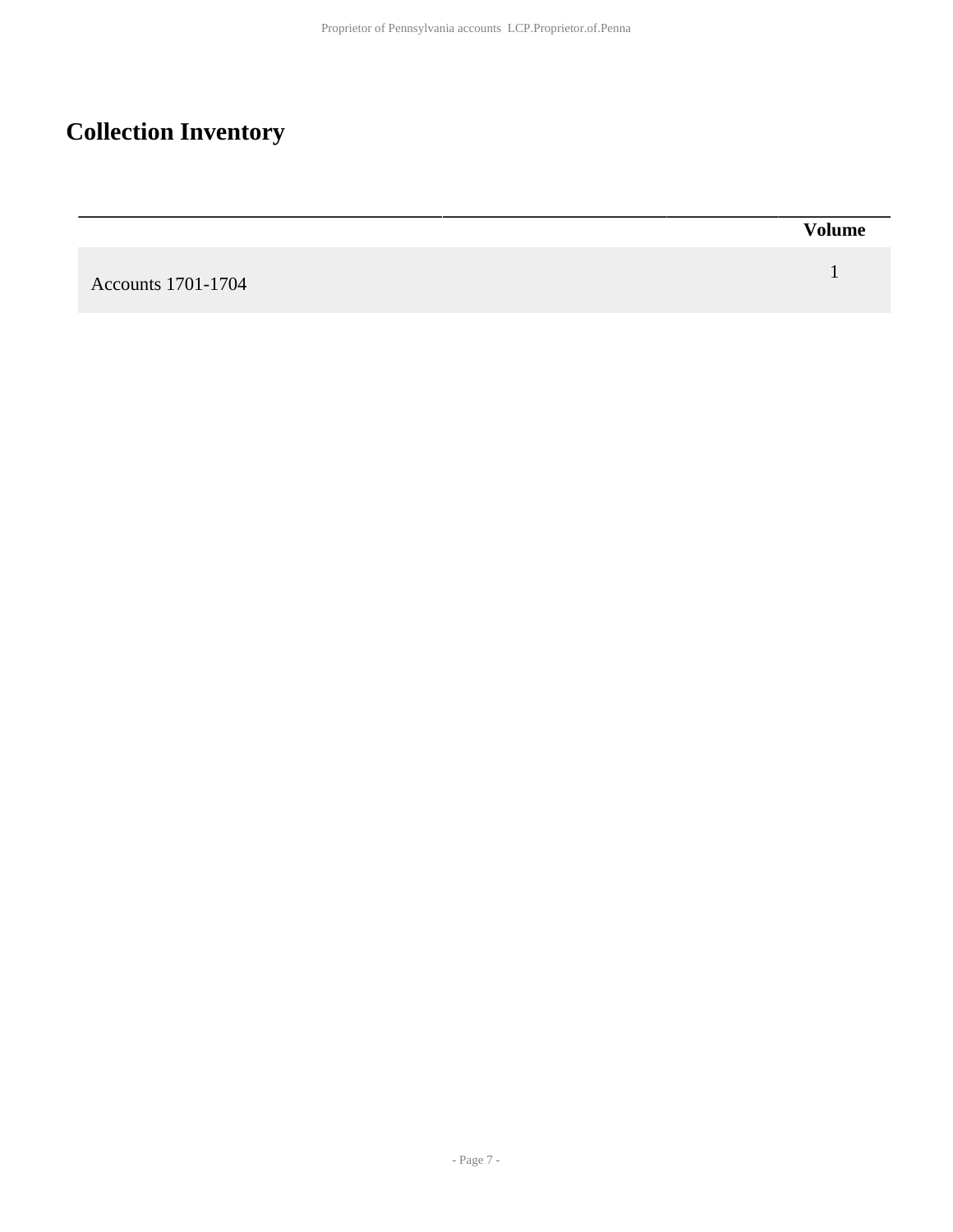# Collection Inventory

| | Volume |
|---|---|
| Accounts 1701-1704 | 1 |